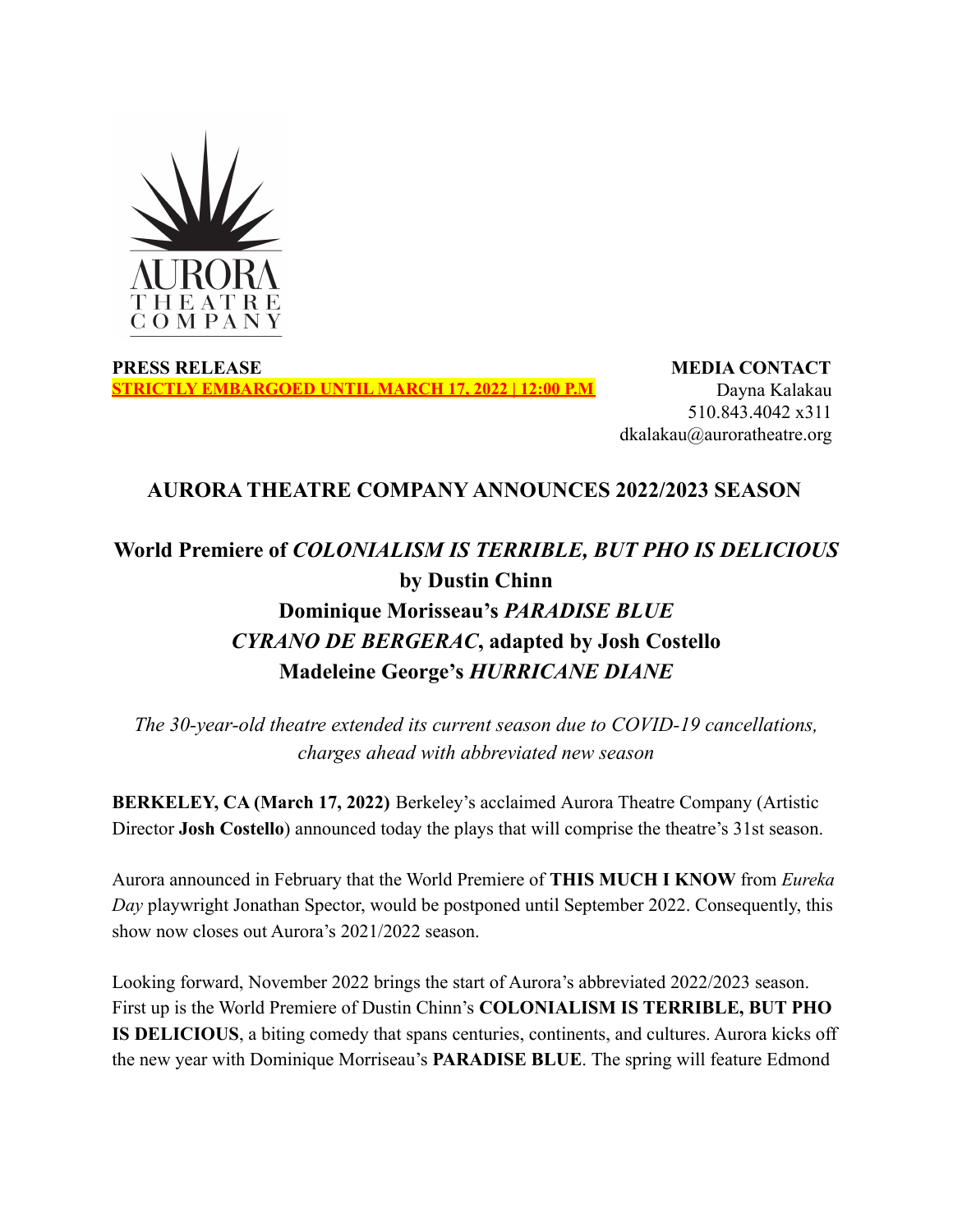AURORA THEATRE COMPANY

**PRESS RELEASE**
**STRICTLY EMBARGOED UNTIL MARCH 17, 2022 | 12:00 P.M**

**MEDIA CONTACT**
Dayna Kalakau
510.843.4042 x311
dkalakau@auroratheatre.org

# AURORA THEATRE COMPANY ANNOUNCES 2022/2023 SEASON

## World Premiere of *COLONIALISM IS TERRIBLE, BUT PHO IS DELICIOUS* by Dustin Chinn
## Dominique Morisseau's *PARADISE BLUE*
## *CYRANO DE BERGERAC*, adapted by Josh Costello
## Madeleine George's *HURRICANE DIANE*

*The 30-year-old theatre extended its current season due to COVID-19 cancellations, charges ahead with abbreviated new season*

**BERKELEY, CA (March 17, 2022)** Berkeley's acclaimed Aurora Theatre Company (Artistic Director **Josh Costello**) announced today the plays that will comprise the theatre's 31st season.

Aurora announced in February that the World Premiere of **THIS MUCH I KNOW** from *Eureka Day* playwright Jonathan Spector, would be postponed until September 2022. Consequently, this show now closes out Aurora's 2021/2022 season.

Looking forward, November 2022 brings the start of Aurora's abbreviated 2022/2023 season. First up is the World Premiere of Dustin Chinn's **COLONIALISM IS TERRIBLE, BUT PHO IS DELICIOUS**, a biting comedy that spans centuries, continents, and cultures. Aurora kicks off the new year with Dominique Morriseau's **PARADISE BLUE**. The spring will feature Edmond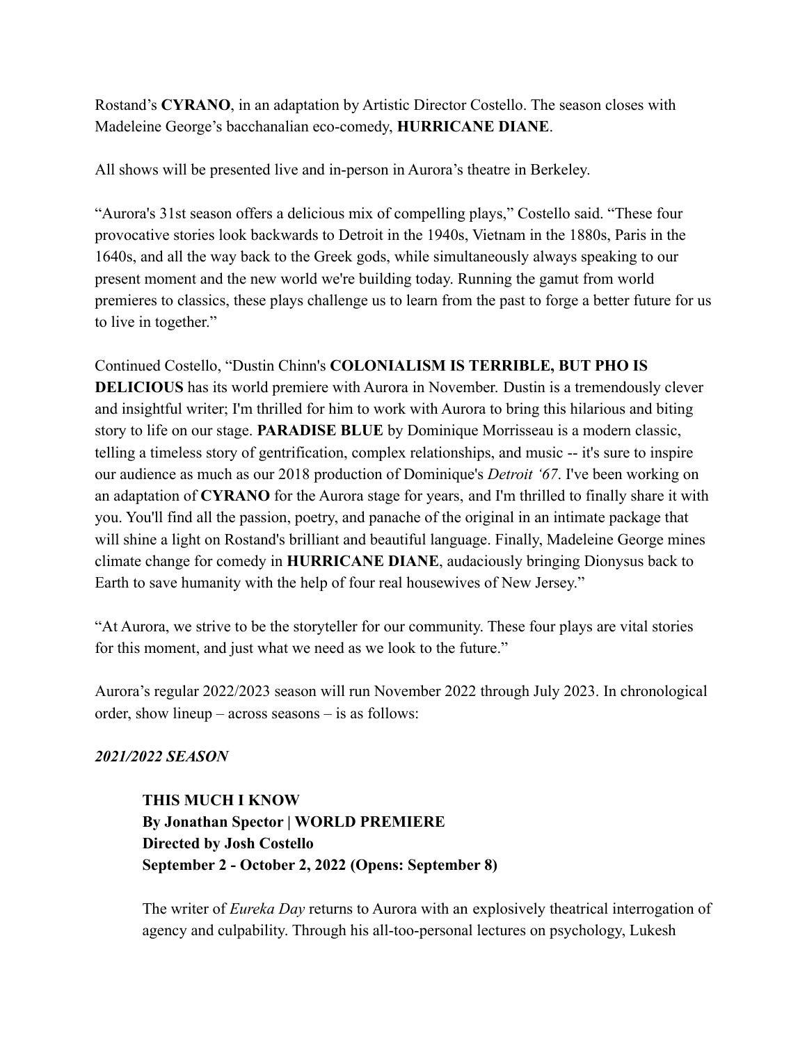Rostand's **CYRANO**, in an adaptation by Artistic Director Costello. The season closes with Madeleine George's bacchanalian eco-comedy, **HURRICANE DIANE**.

All shows will be presented live and in-person in Aurora's theatre in Berkeley.

"Aurora's 31st season offers a delicious mix of compelling plays," Costello said. "These four provocative stories look backwards to Detroit in the 1940s, Vietnam in the 1880s, Paris in the 1640s, and all the way back to the Greek gods, while simultaneously always speaking to our present moment and the new world we're building today. Running the gamut from world premieres to classics, these plays challenge us to learn from the past to forge a better future for us to live in together."

Continued Costello, "Dustin Chinn's **COLONIALISM IS TERRIBLE, BUT PHO IS DELICIOUS** has its world premiere with Aurora in November. Dustin is a tremendously clever and insightful writer; I'm thrilled for him to work with Aurora to bring this hilarious and biting story to life on our stage. **PARADISE BLUE** by Dominique Morrisseau is a modern classic, telling a timeless story of gentrification, complex relationships, and music -- it's sure to inspire our audience as much as our 2018 production of Dominique's *Detroit '67*. I've been working on an adaptation of **CYRANO** for the Aurora stage for years, and I'm thrilled to finally share it with you. You'll find all the passion, poetry, and panache of the original in an intimate package that will shine a light on Rostand's brilliant and beautiful language. Finally, Madeleine George mines climate change for comedy in **HURRICANE DIANE**, audaciously bringing Dionysus back to Earth to save humanity with the help of four real housewives of New Jersey."

"At Aurora, we strive to be the storyteller for our community. These four plays are vital stories for this moment, and just what we need as we look to the future."

Aurora's regular 2022/2023 season will run November 2022 through July 2023. In chronological order, show lineup – across seasons – is as follows:

***2021/2022 SEASON***

**THIS MUCH I KNOW**
**By Jonathan Spector | WORLD PREMIERE**
**Directed by Josh Costello**
**September 2 - October 2, 2022 (Opens: September 8)**

The writer of *Eureka Day* returns to Aurora with an explosively theatrical interrogation of agency and culpability. Through his all-too-personal lectures on psychology, Lukesh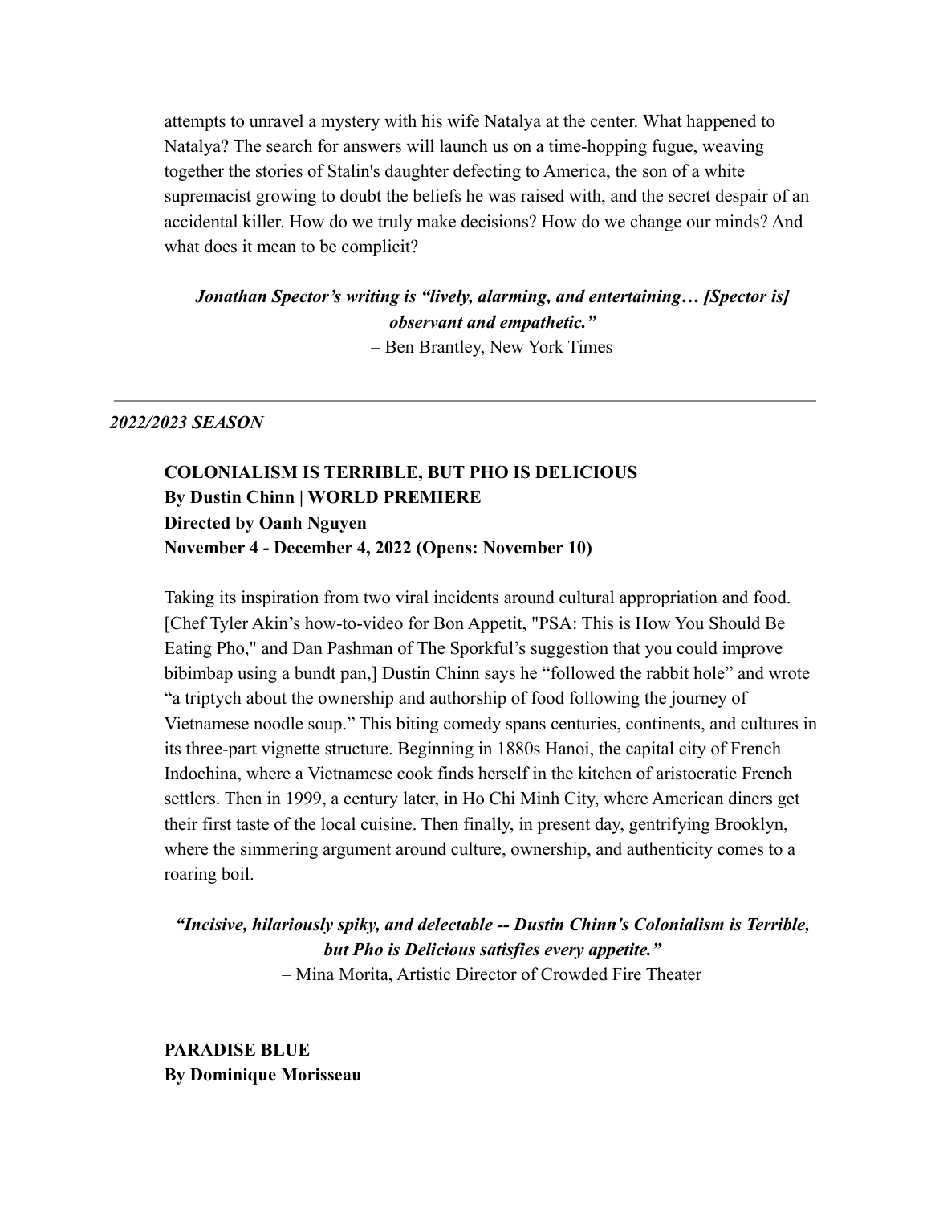attempts to unravel a mystery with his wife Natalya at the center. What happened to Natalya? The search for answers will launch us on a time-hopping fugue, weaving together the stories of Stalin's daughter defecting to America, the son of a white supremacist growing to doubt the beliefs he was raised with, and the secret despair of an accidental killer. How do we truly make decisions? How do we change our minds? And what does it mean to be complicit?

***Jonathan Spector's writing is "lively, alarming, and entertaining… [Spector is] observant and empathetic."***
– Ben Brantley, New York Times

---

***2022/2023 SEASON***

**COLONIALISM IS TERRIBLE, BUT PHO IS DELICIOUS**
**By Dustin Chinn | WORLD PREMIERE**
**Directed by Oanh Nguyen**
**November 4 - December 4, 2022 (Opens: November 10)**

Taking its inspiration from two viral incidents around cultural appropriation and food. [Chef Tyler Akin's how-to-video for Bon Appetit, "PSA: This is How You Should Be Eating Pho," and Dan Pashman of The Sporkful's suggestion that you could improve bibimbap using a bundt pan,] Dustin Chinn says he "followed the rabbit hole" and wrote "a triptych about the ownership and authorship of food following the journey of Vietnamese noodle soup." This biting comedy spans centuries, continents, and cultures in its three-part vignette structure. Beginning in 1880s Hanoi, the capital city of French Indochina, where a Vietnamese cook finds herself in the kitchen of aristocratic French settlers. Then in 1999, a century later, in Ho Chi Minh City, where American diners get their first taste of the local cuisine. Then finally, in present day, gentrifying Brooklyn, where the simmering argument around culture, ownership, and authenticity comes to a roaring boil.

***"Incisive, hilariously spiky, and delectable -- Dustin Chinn's Colonialism is Terrible, but Pho is Delicious satisfies every appetite."***
– Mina Morita, Artistic Director of Crowded Fire Theater

**PARADISE BLUE**
**By Dominique Morisseau**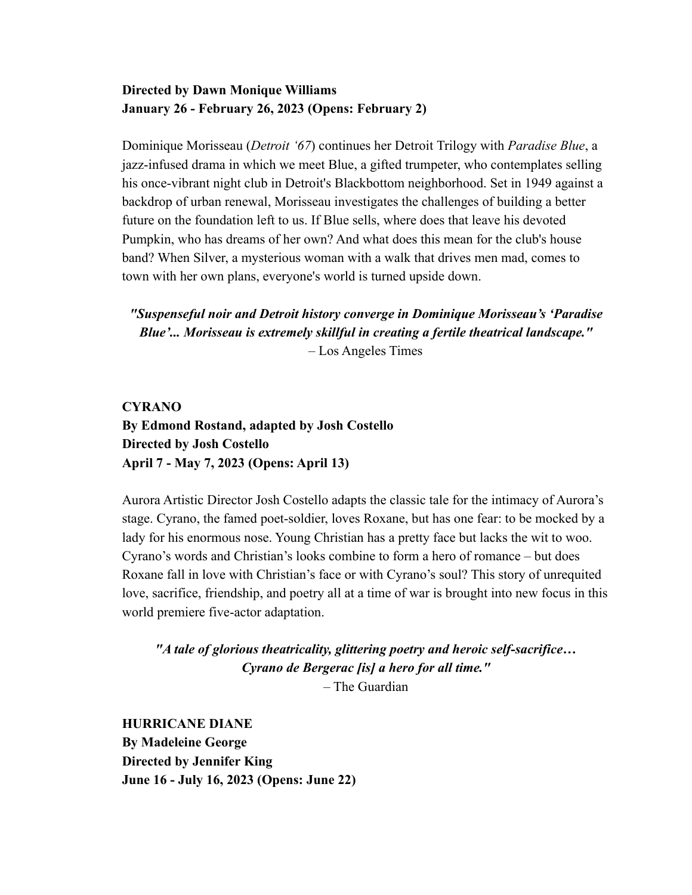**Directed by Dawn Monique Williams**
**January 26 - February 26, 2023 (Opens: February 2)**

Dominique Morisseau (*Detroit '67*) continues her Detroit Trilogy with *Paradise Blue*, a jazz-infused drama in which we meet Blue, a gifted trumpeter, who contemplates selling his once-vibrant night club in Detroit's Blackbottom neighborhood. Set in 1949 against a backdrop of urban renewal, Morisseau investigates the challenges of building a better future on the foundation left to us. If Blue sells, where does that leave his devoted Pumpkin, who has dreams of her own? And what does this mean for the club's house band? When Silver, a mysterious woman with a walk that drives men mad, comes to town with her own plans, everyone's world is turned upside down.

> ***"Suspenseful noir and Detroit history converge in Dominique Morisseau's 'Paradise Blue'... Morisseau is extremely skillful in creating a fertile theatrical landscape."***
> – Los Angeles Times

**CYRANO**
**By Edmond Rostand, adapted by Josh Costello**
**Directed by Josh Costello**
**April 7 - May 7, 2023 (Opens: April 13)**

Aurora Artistic Director Josh Costello adapts the classic tale for the intimacy of Aurora's stage. Cyrano, the famed poet-soldier, loves Roxane, but has one fear: to be mocked by a lady for his enormous nose. Young Christian has a pretty face but lacks the wit to woo. Cyrano's words and Christian's looks combine to form a hero of romance – but does Roxane fall in love with Christian's face or with Cyrano's soul? This story of unrequited love, sacrifice, friendship, and poetry all at a time of war is brought into new focus in this world premiere five-actor adaptation.

> ***"A tale of glorious theatricality, glittering poetry and heroic self-sacrifice… Cyrano de Bergerac [is] a hero for all time."***
> – The Guardian

**HURRICANE DIANE**
**By Madeleine George**
**Directed by Jennifer King**
**June 16 - July 16, 2023 (Opens: June 22)**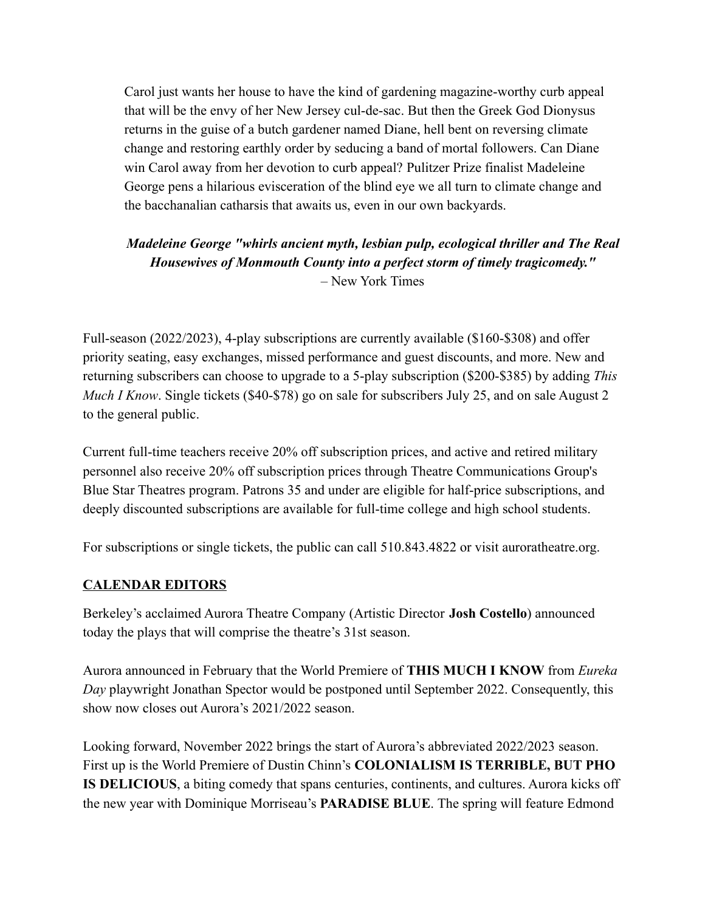Carol just wants her house to have the kind of gardening magazine-worthy curb appeal that will be the envy of her New Jersey cul-de-sac. But then the Greek God Dionysus returns in the guise of a butch gardener named Diane, hell bent on reversing climate change and restoring earthly order by seducing a band of mortal followers. Can Diane win Carol away from her devotion to curb appeal? Pulitzer Prize finalist Madeleine George pens a hilarious evisceration of the blind eye we all turn to climate change and the bacchanalian catharsis that awaits us, even in our own backyards.

***Madeleine George "whirls ancient myth, lesbian pulp, ecological thriller and The Real Housewives of Monmouth County into a perfect storm of timely tragicomedy."***
– New York Times

Full-season (2022/2023), 4-play subscriptions are currently available ($160-$308) and offer priority seating, easy exchanges, missed performance and guest discounts, and more. New and returning subscribers can choose to upgrade to a 5-play subscription ($200-$385) by adding *This Much I Know*. Single tickets ($40-$78) go on sale for subscribers July 25, and on sale August 2 to the general public.

Current full-time teachers receive 20% off subscription prices, and active and retired military personnel also receive 20% off subscription prices through Theatre Communications Group's Blue Star Theatres program. Patrons 35 and under are eligible for half-price subscriptions, and deeply discounted subscriptions are available for full-time college and high school students.

For subscriptions or single tickets, the public can call 510.843.4822 or visit auroratheatre.org.

## CALENDAR EDITORS

Berkeley's acclaimed Aurora Theatre Company (Artistic Director **Josh Costello**) announced today the plays that will comprise the theatre's 31st season.

Aurora announced in February that the World Premiere of **THIS MUCH I KNOW** from *Eureka Day* playwright Jonathan Spector would be postponed until September 2022. Consequently, this show now closes out Aurora's 2021/2022 season.

Looking forward, November 2022 brings the start of Aurora's abbreviated 2022/2023 season. First up is the World Premiere of Dustin Chinn's **COLONIALISM IS TERRIBLE, BUT PHO IS DELICIOUS**, a biting comedy that spans centuries, continents, and cultures. Aurora kicks off the new year with Dominique Morriseau's **PARADISE BLUE**. The spring will feature Edmond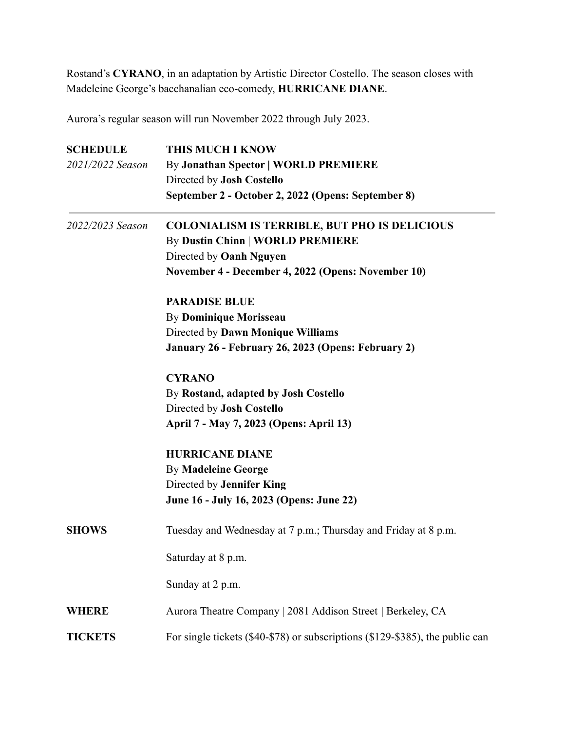Rostand's **CYRANO**, in an adaptation by Artistic Director Costello. The season closes with Madeleine George's bacchanalian eco-comedy, **HURRICANE DIANE**.

Aurora's regular season will run November 2022 through July 2023.

**SCHEDULE**
*2021/2022 Season*

**THIS MUCH I KNOW**
By **Jonathan Spector | WORLD PREMIERE**
Directed by **Josh Costello**
**September 2 - October 2, 2022 (Opens: September 8)**

---

*2022/2023 Season*

**COLONIALISM IS TERRIBLE, BUT PHO IS DELICIOUS**
By **Dustin Chinn** | **WORLD PREMIERE**
Directed by **Oanh Nguyen**
**November 4 - December 4, 2022 (Opens: November 10)**

**PARADISE BLUE**
By **Dominique Morisseau**
Directed by **Dawn Monique Williams**
**January 26 - February 26, 2023 (Opens: February 2)**

**CYRANO**
By **Rostand, adapted by Josh Costello**
Directed by **Josh Costello**
**April 7 - May 7, 2023 (Opens: April 13)**

**HURRICANE DIANE**
By **Madeleine George**
Directed by **Jennifer King**
**June 16 - July 16, 2023 (Opens: June 22)**

**SHOWS**

Tuesday and Wednesday at 7 p.m.; Thursday and Friday at 8 p.m.

Saturday at 8 p.m.

Sunday at 2 p.m.

**WHERE**

Aurora Theatre Company | 2081 Addison Street | Berkeley, CA

**TICKETS**

For single tickets ($40-$78) or subscriptions ($129-$385), the public can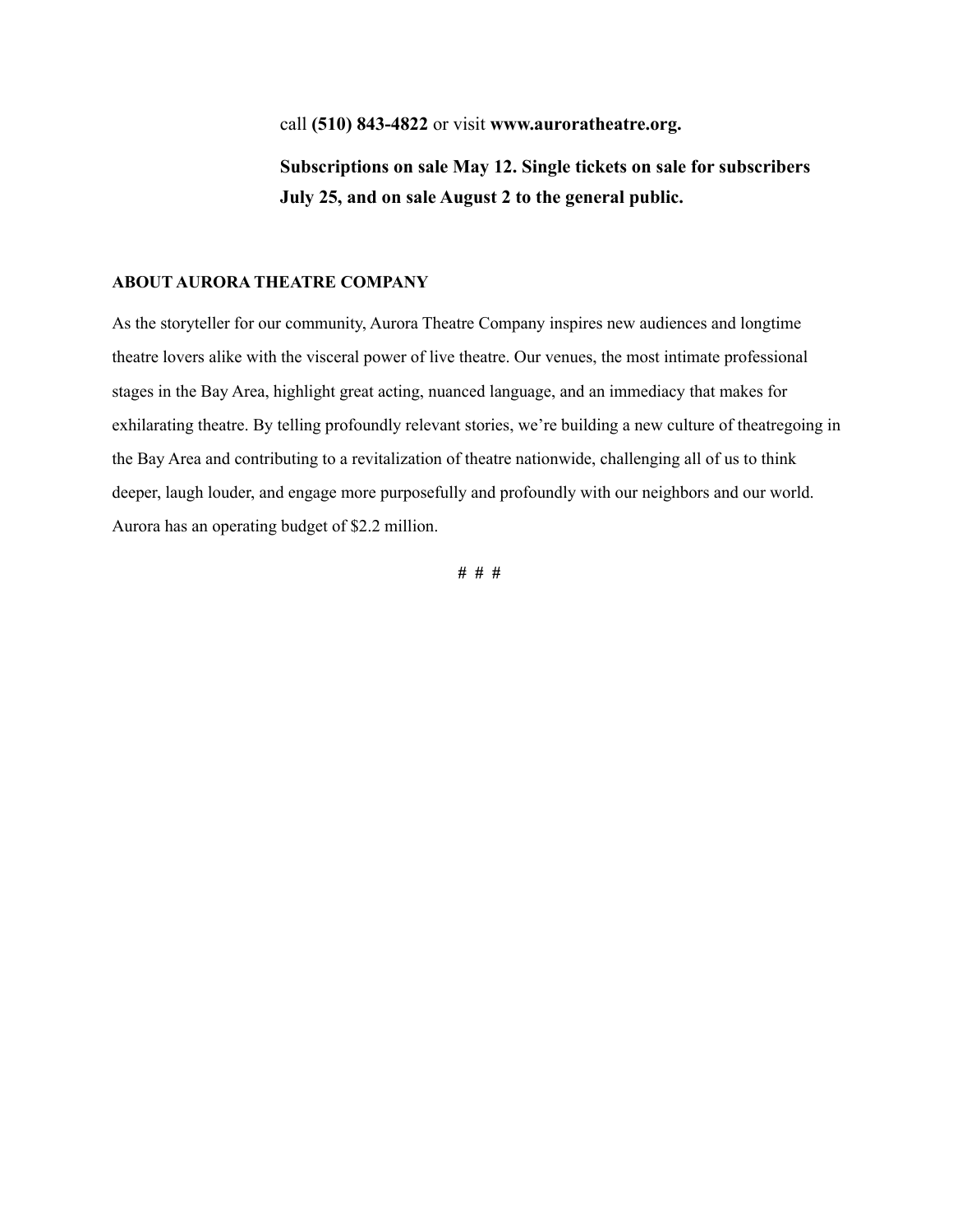call **(510) 843-4822** or visit **www.auroratheatre.org.**

**Subscriptions on sale May 12. Single tickets on sale for subscribers July 25, and on sale August 2 to the general public.**

**ABOUT AURORA THEATRE COMPANY**

As the storyteller for our community, Aurora Theatre Company inspires new audiences and longtime theatre lovers alike with the visceral power of live theatre. Our venues, the most intimate professional stages in the Bay Area, highlight great acting, nuanced language, and an immediacy that makes for exhilarating theatre. By telling profoundly relevant stories, we're building a new culture of theatregoing in the Bay Area and contributing to a revitalization of theatre nationwide, challenging all of us to think deeper, laugh louder, and engage more purposefully and profoundly with our neighbors and our world. Aurora has an operating budget of $2.2 million.

# # #